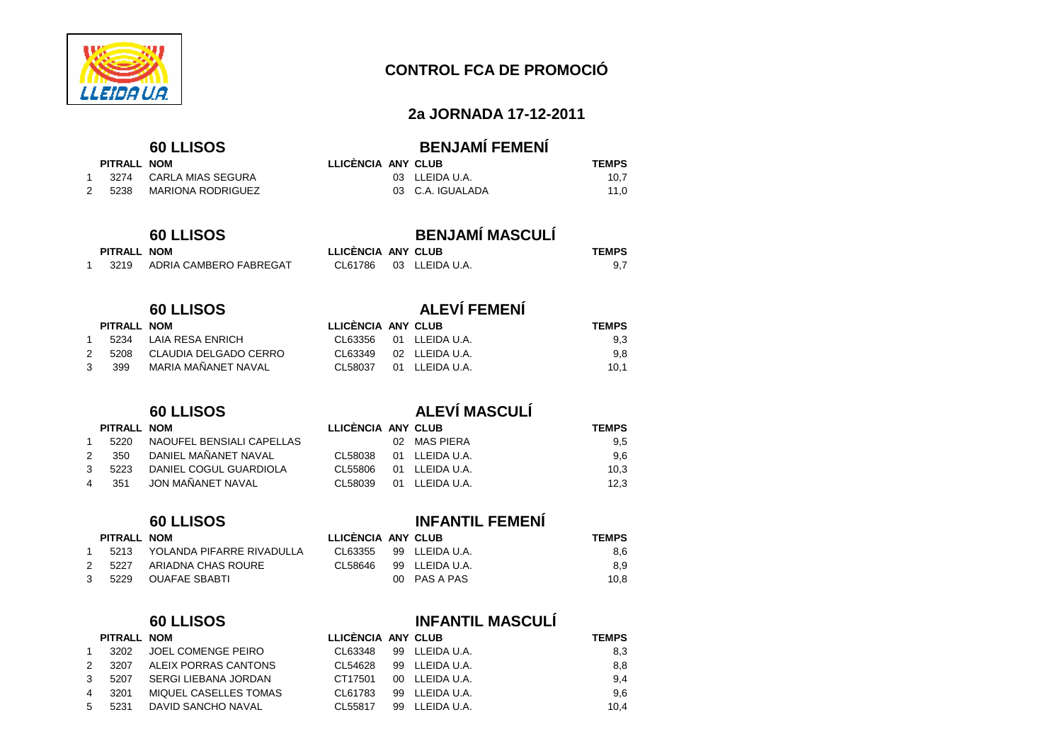# CONTROL FCA DE PROMOCIÓ

## 2a JORNADA 17-12-2011

### 60 LLISOS — BENJAMÍ FEMENÍ

| | PITRALL | NOM | LLICÈNCIA | ANY | CLUB | TEMPS |
|---|---|---|---|---|---|---|
| 1 | 3274 | CARLA MIAS SEGURA | | 03 | LLEIDA U.A. | 10,7 |
| 2 | 5238 | MARIONA RODRIGUEZ | | 03 | C.A. IGUALADA | 11,0 |

### 60 LLISOS — BENJAMÍ MASCULÍ

| | PITRALL | NOM | LLICÈNCIA | ANY | CLUB | TEMPS |
|---|---|---|---|---|---|---|
| 1 | 3219 | ADRIA CAMBERO FABREGAT | CL61786 | 03 | LLEIDA U.A. | 9,7 |

### 60 LLISOS — ALEVÍ FEMENÍ

| | PITRALL | NOM | LLICÈNCIA | ANY | CLUB | TEMPS |
|---|---|---|---|---|---|---|
| 1 | 5234 | LAIA RESA ENRICH | CL63356 | 01 | LLEIDA U.A. | 9,3 |
| 2 | 5208 | CLAUDIA DELGADO CERRO | CL63349 | 02 | LLEIDA U.A. | 9,8 |
| 3 | 399 | MARIA MAÑANET NAVAL | CL58037 | 01 | LLEIDA U.A. | 10,1 |

### 60 LLISOS — ALEVÍ MASCULÍ

| | PITRALL | NOM | LLICÈNCIA | ANY | CLUB | TEMPS |
|---|---|---|---|---|---|---|
| 1 | 5220 | NAOUFEL BENSIALI CAPELLAS | | 02 | MAS PIERA | 9,5 |
| 2 | 350 | DANIEL MAÑANET NAVAL | CL58038 | 01 | LLEIDA U.A. | 9,6 |
| 3 | 5223 | DANIEL COGUL GUARDIOLA | CL55806 | 01 | LLEIDA U.A. | 10,3 |
| 4 | 351 | JON MAÑANET NAVAL | CL58039 | 01 | LLEIDA U.A. | 12,3 |

### 60 LLISOS — INFANTIL FEMENÍ

| | PITRALL | NOM | LLICÈNCIA | ANY | CLUB | TEMPS |
|---|---|---|---|---|---|---|
| 1 | 5213 | YOLANDA PIFARRE RIVADULLA | CL63355 | 99 | LLEIDA U.A. | 8,6 |
| 2 | 5227 | ARIADNA CHAS ROURE | CL58646 | 99 | LLEIDA U.A. | 8,9 |
| 3 | 5229 | OUAFAE SBABTI | | 00 | PAS A PAS | 10,8 |

### 60 LLISOS — INFANTIL MASCULÍ

| | PITRALL | NOM | LLICÈNCIA | ANY | CLUB | TEMPS |
|---|---|---|---|---|---|---|
| 1 | 3202 | JOEL COMENGE PEIRO | CL63348 | 99 | LLEIDA U.A. | 8,3 |
| 2 | 3207 | ALEIX PORRAS CANTONS | CL54628 | 99 | LLEIDA U.A. | 8,8 |
| 3 | 5207 | SERGI LIEBANA JORDAN | CT17501 | 00 | LLEIDA U.A. | 9,4 |
| 4 | 3201 | MIQUEL CASELLES TOMAS | CL61783 | 99 | LLEIDA U.A. | 9,6 |
| 5 | 5231 | DAVID SANCHO NAVAL | CL55817 | 99 | LLEIDA U.A. | 10,4 |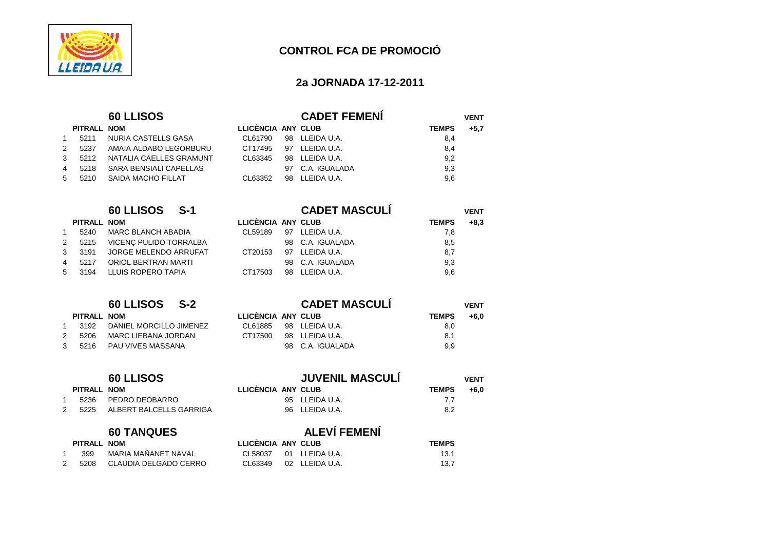# CONTROL FCA DE PROMOCIÓ

## 2a JORNADA 17-12-2011

### 60 LLISOS — CADET FEMENÍ

VENT +5,7

| | PITRALL | NOM | LLICÈNCIA | ANY | CLUB | TEMPS |
|---|---|---|---|---|---|---|
| 1 | 5211 | NURIA CASTELLS GASA | CL61790 | 98 | LLEIDA U.A. | 8,4 |
| 2 | 5237 | AMAIA ALDABO LEGORBURU | CT17495 | 97 | LLEIDA U.A. | 8,4 |
| 3 | 5212 | NATALIA CAELLES GRAMUNT | CL63345 | 98 | LLEIDA U.A. | 9,2 |
| 4 | 5218 | SARA BENSIALI CAPELLAS | | 97 | C.A. IGUALADA | 9,3 |
| 5 | 5210 | SAIDA MACHO FILLAT | CL63352 | 98 | LLEIDA U.A. | 9,6 |

### 60 LLISOS S-1 — CADET MASCULÍ

VENT +8,3

| | PITRALL | NOM | LLICÈNCIA | ANY | CLUB | TEMPS |
|---|---|---|---|---|---|---|
| 1 | 5240 | MARC BLANCH ABADIA | CL59189 | 97 | LLEIDA U.A. | 7,8 |
| 2 | 5215 | VICENÇ PULIDO TORRALBA | | 98 | C.A. IGUALADA | 8,5 |
| 3 | 3191 | JORGE MELENDO ARRUFAT | CT20153 | 97 | LLEIDA U.A. | 8,7 |
| 4 | 5217 | ORIOL BERTRAN MARTI | | 98 | C.A. IGUALADA | 9,3 |
| 5 | 3194 | LLUIS ROPERO TAPIA | CT17503 | 98 | LLEIDA U.A. | 9,6 |

### 60 LLISOS S-2 — CADET MASCULÍ

VENT +6,0

| | PITRALL | NOM | LLICÈNCIA | ANY | CLUB | TEMPS |
|---|---|---|---|---|---|---|
| 1 | 3192 | DANIEL MORCILLO JIMENEZ | CL61885 | 98 | LLEIDA U.A. | 8,0 |
| 2 | 5206 | MARC LIEBANA JORDAN | CT17500 | 98 | LLEIDA U.A. | 8,1 |
| 3 | 5216 | PAU VIVES MASSANA | | 98 | C.A. IGUALADA | 9,9 |

### 60 LLISOS — JUVENIL MASCULÍ

VENT +6,0

| | PITRALL | NOM | LLICÈNCIA | ANY | CLUB | TEMPS |
|---|---|---|---|---|---|---|
| 1 | 5236 | PEDRO DEOBARRO | | 95 | LLEIDA U.A. | 7,7 |
| 2 | 5225 | ALBERT BALCELLS GARRIGA | | 96 | LLEIDA U.A. | 8,2 |

### 60 TANQUES — ALEVÍ FEMENÍ

| | PITRALL | NOM | LLICÈNCIA | ANY | CLUB | TEMPS |
|---|---|---|---|---|---|---|
| 1 | 399 | MARIA MAÑANET NAVAL | CL58037 | 01 | LLEIDA U.A. | 13,1 |
| 2 | 5208 | CLAUDIA DELGADO CERRO | CL63349 | 02 | LLEIDA U.A. | 13,7 |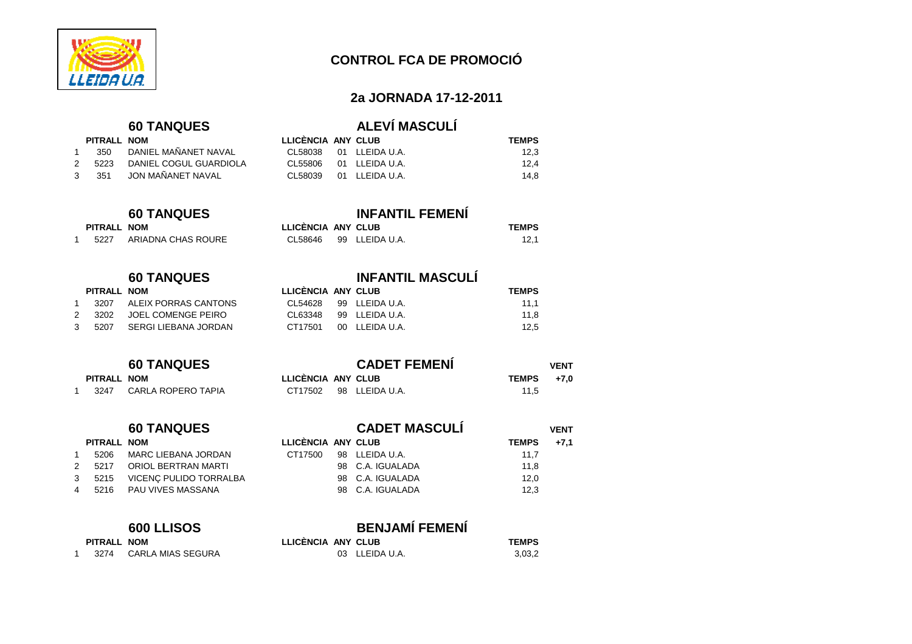# CONTROL FCA DE PROMOCIÓ

## 2a JORNADA 17-12-2011

### 60 TANQUES — ALEVÍ MASCULÍ

|  | PITRALL | NOM | LLICÈNCIA | ANY | CLUB | TEMPS |
|---|---|---|---|---|---|---|
| 1 | 350 | DANIEL MAÑANET NAVAL | CL58038 | 01 | LLEIDA U.A. | 12,3 |
| 2 | 5223 | DANIEL COGUL GUARDIOLA | CL55806 | 01 | LLEIDA U.A. | 12,4 |
| 3 | 351 | JON MAÑANET NAVAL | CL58039 | 01 | LLEIDA U.A. | 14,8 |

### 60 TANQUES — INFANTIL FEMENÍ

|  | PITRALL | NOM | LLICÈNCIA | ANY | CLUB | TEMPS |
|---|---|---|---|---|---|---|
| 1 | 5227 | ARIADNA CHAS ROURE | CL58646 | 99 | LLEIDA U.A. | 12,1 |

### 60 TANQUES — INFANTIL MASCULÍ

|  | PITRALL | NOM | LLICÈNCIA | ANY | CLUB | TEMPS |
|---|---|---|---|---|---|---|
| 1 | 3207 | ALEIX PORRAS CANTONS | CL54628 | 99 | LLEIDA U.A. | 11,1 |
| 2 | 3202 | JOEL COMENGE PEIRO | CL63348 | 99 | LLEIDA U.A. | 11,8 |
| 3 | 5207 | SERGI LIEBANA JORDAN | CT17501 | 00 | LLEIDA U.A. | 12,5 |

### 60 TANQUES — CADET FEMENÍ

VENT +7,0

|  | PITRALL | NOM | LLICÈNCIA | ANY | CLUB | TEMPS |
|---|---|---|---|---|---|---|
| 1 | 3247 | CARLA ROPERO TAPIA | CT17502 | 98 | LLEIDA U.A. | 11,5 |

### 60 TANQUES — CADET MASCULÍ

VENT +7,1

|  | PITRALL | NOM | LLICÈNCIA | ANY | CLUB | TEMPS |
|---|---|---|---|---|---|---|
| 1 | 5206 | MARC LIEBANA JORDAN | CT17500 | 98 | LLEIDA U.A. | 11,7 |
| 2 | 5217 | ORIOL BERTRAN MARTI |  | 98 | C.A. IGUALADA | 11,8 |
| 3 | 5215 | VICENÇ PULIDO TORRALBA |  | 98 | C.A. IGUALADA | 12,0 |
| 4 | 5216 | PAU VIVES MASSANA |  | 98 | C.A. IGUALADA | 12,3 |

### 600 LLISOS — BENJAMÍ FEMENÍ

|  | PITRALL | NOM | LLICÈNCIA | ANY | CLUB | TEMPS |
|---|---|---|---|---|---|---|
| 1 | 3274 | CARLA MIAS SEGURA |  | 03 | LLEIDA U.A. | 3,03,2 |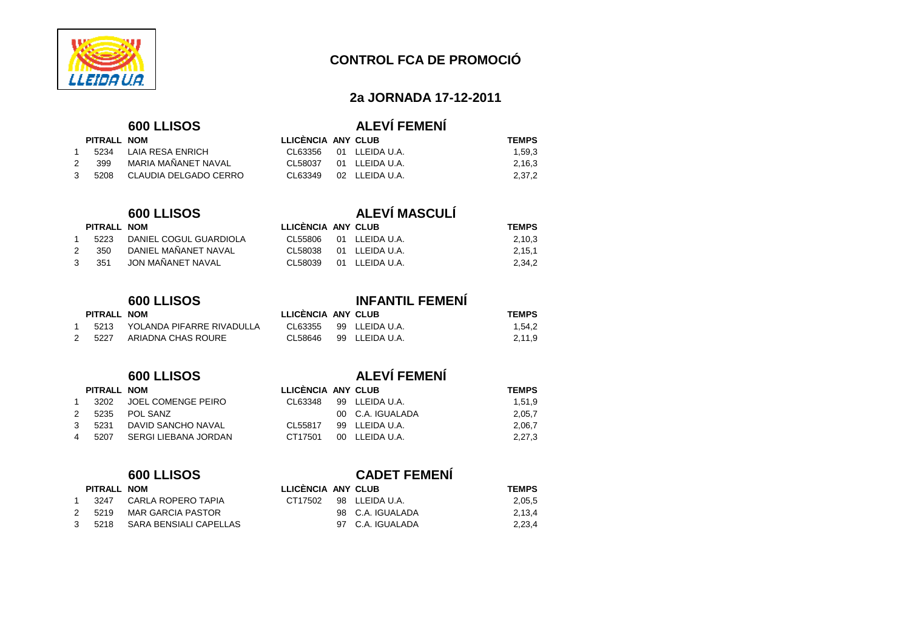# CONTROL FCA DE PROMOCIÓ

## 2a JORNADA 17-12-2011

### 600 LLISOS — ALEVÍ FEMENÍ

| | PITRALL | NOM | LLICÈNCIA | ANY | CLUB | TEMPS |
|---|---|---|---|---|---|---|
| 1 | 5234 | LAIA RESA ENRICH | CL63356 | 01 | LLEIDA U.A. | 1,59,3 |
| 2 | 399 | MARIA MAÑANET NAVAL | CL58037 | 01 | LLEIDA U.A. | 2,16,3 |
| 3 | 5208 | CLAUDIA DELGADO CERRO | CL63349 | 02 | LLEIDA U.A. | 2,37,2 |

### 600 LLISOS — ALEVÍ MASCULÍ

| | PITRALL | NOM | LLICÈNCIA | ANY | CLUB | TEMPS |
|---|---|---|---|---|---|---|
| 1 | 5223 | DANIEL COGUL GUARDIOLA | CL55806 | 01 | LLEIDA U.A. | 2,10,3 |
| 2 | 350 | DANIEL MAÑANET NAVAL | CL58038 | 01 | LLEIDA U.A. | 2,15,1 |
| 3 | 351 | JON MAÑANET NAVAL | CL58039 | 01 | LLEIDA U.A. | 2,34,2 |

### 600 LLISOS — INFANTIL FEMENÍ

| | PITRALL | NOM | LLICÈNCIA | ANY | CLUB | TEMPS |
|---|---|---|---|---|---|---|
| 1 | 5213 | YOLANDA PIFARRE RIVADULLA | CL63355 | 99 | LLEIDA U.A. | 1,54,2 |
| 2 | 5227 | ARIADNA CHAS ROURE | CL58646 | 99 | LLEIDA U.A. | 2,11,9 |

### 600 LLISOS — ALEVÍ FEMENÍ

| | PITRALL | NOM | LLICÈNCIA | ANY | CLUB | TEMPS |
|---|---|---|---|---|---|---|
| 1 | 3202 | JOEL COMENGE PEIRO | CL63348 | 99 | LLEIDA U.A. | 1,51,9 |
| 2 | 5235 | POL SANZ | | 00 | C.A. IGUALADA | 2,05,7 |
| 3 | 5231 | DAVID SANCHO NAVAL | CL55817 | 99 | LLEIDA U.A. | 2,06,7 |
| 4 | 5207 | SERGI LIEBANA JORDAN | CT17501 | 00 | LLEIDA U.A. | 2,27,3 |

### 600 LLISOS — CADET FEMENÍ

| | PITRALL | NOM | LLICÈNCIA | ANY | CLUB | TEMPS |
|---|---|---|---|---|---|---|
| 1 | 3247 | CARLA ROPERO TAPIA | CT17502 | 98 | LLEIDA U.A. | 2,05,5 |
| 2 | 5219 | MAR GARCIA PASTOR | | 98 | C.A. IGUALADA | 2,13,4 |
| 3 | 5218 | SARA BENSIALI CAPELLAS | | 97 | C.A. IGUALADA | 2,23,4 |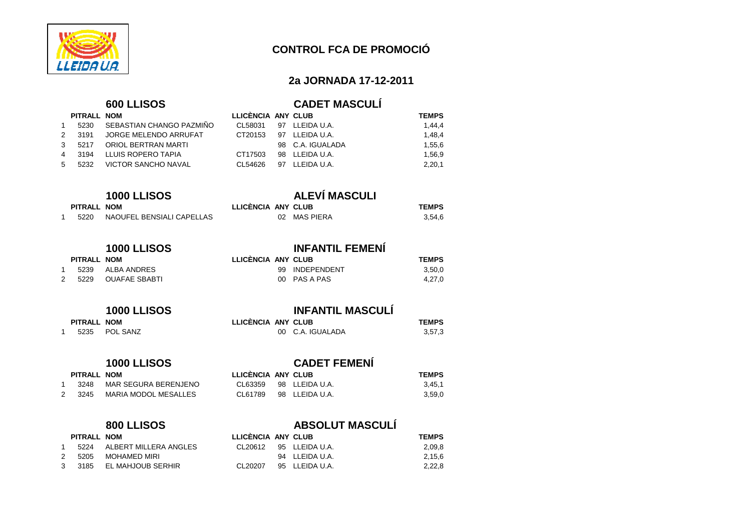# CONTROL FCA DE PROMOCIÓ

## 2a JORNADA 17-12-2011

### 600 LLISOS — CADET MASCULÍ

| | PITRALL | NOM | LLICÈNCIA | ANY | CLUB | TEMPS |
|---|---|---|---|---|---|---|
| 1 | 5230 | SEBASTIAN CHANGO PAZMIÑO | CL58031 | 97 | LLEIDA U.A. | 1,44,4 |
| 2 | 3191 | JORGE MELENDO ARRUFAT | CT20153 | 97 | LLEIDA U.A. | 1,48,4 |
| 3 | 5217 | ORIOL BERTRAN MARTI | | 98 | C.A. IGUALADA | 1,55,6 |
| 4 | 3194 | LLUIS ROPERO TAPIA | CT17503 | 98 | LLEIDA U.A. | 1,56,9 |
| 5 | 5232 | VICTOR SANCHO NAVAL | CL54626 | 97 | LLEIDA U.A. | 2,20,1 |

### 1000 LLISOS — ALEVÍ MASCULI

| | PITRALL | NOM | LLICÈNCIA | ANY | CLUB | TEMPS |
|---|---|---|---|---|---|---|
| 1 | 5220 | NAOUFEL BENSIALI CAPELLAS | | 02 | MAS PIERA | 3,54,6 |

### 1000 LLISOS — INFANTIL FEMENÍ

| | PITRALL | NOM | LLICÈNCIA | ANY | CLUB | TEMPS |
|---|---|---|---|---|---|---|
| 1 | 5239 | ALBA ANDRES | | 99 | INDEPENDENT | 3,50,0 |
| 2 | 5229 | OUAFAE SBABTI | | 00 | PAS A PAS | 4,27,0 |

### 1000 LLISOS — INFANTIL MASCULÍ

| | PITRALL | NOM | LLICÈNCIA | ANY | CLUB | TEMPS |
|---|---|---|---|---|---|---|
| 1 | 5235 | POL SANZ | | 00 | C.A. IGUALADA | 3,57,3 |

### 1000 LLISOS — CADET FEMENÍ

| | PITRALL | NOM | LLICÈNCIA | ANY | CLUB | TEMPS |
|---|---|---|---|---|---|---|
| 1 | 3248 | MAR SEGURA BERENJENO | CL63359 | 98 | LLEIDA U.A. | 3,45,1 |
| 2 | 3245 | MARIA MODOL MESALLES | CL61789 | 98 | LLEIDA U.A. | 3,59,0 |

### 800 LLISOS — ABSOLUT MASCULÍ

| | PITRALL | NOM | LLICÈNCIA | ANY | CLUB | TEMPS |
|---|---|---|---|---|---|---|
| 1 | 5224 | ALBERT MILLERA ANGLES | CL20612 | 95 | LLEIDA U.A. | 2,09,8 |
| 2 | 5205 | MOHAMED MIRI | | 94 | LLEIDA U.A. | 2,15,6 |
| 3 | 3185 | EL MAHJOUB SERHIR | CL20207 | 95 | LLEIDA U.A. | 2,22,8 |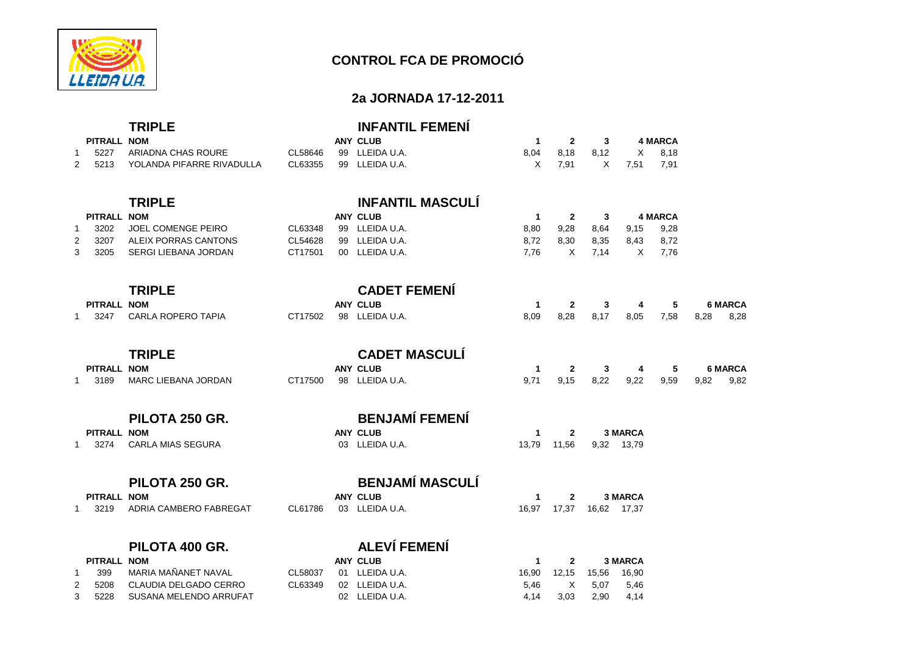# CONTROL FCA DE PROMOCIÓ

## 2a JORNADA 17-12-2011

### TRIPLE — INFANTIL FEMENÍ

| | PITRALL | NOM | | ANY | CLUB | 1 | 2 | 3 | 4 | MARCA |
|---|---|---|---|---|---|---|---|---|---|---|
| 1 | 5227 | ARIADNA CHAS ROURE | CL58646 | 99 | LLEIDA U.A. | 8,04 | 8,18 | 8,12 | X | 8,18 |
| 2 | 5213 | YOLANDA PIFARRE RIVADULLA | CL63355 | 99 | LLEIDA U.A. | X | 7,91 | X | 7,51 | 7,91 |

### TRIPLE — INFANTIL MASCULÍ

| | PITRALL | NOM | | ANY | CLUB | 1 | 2 | 3 | 4 | MARCA |
|---|---|---|---|---|---|---|---|---|---|---|
| 1 | 3202 | JOEL COMENGE PEIRO | CL63348 | 99 | LLEIDA U.A. | 8,80 | 9,28 | 8,64 | 9,15 | 9,28 |
| 2 | 3207 | ALEIX PORRAS CANTONS | CL54628 | 99 | LLEIDA U.A. | 8,72 | 8,30 | 8,35 | 8,43 | 8,72 |
| 3 | 3205 | SERGI LIEBANA JORDAN | CT17501 | 00 | LLEIDA U.A. | 7,76 | X | 7,14 | X | 7,76 |

### TRIPLE — CADET FEMENÍ

| | PITRALL | NOM | | ANY | CLUB | 1 | 2 | 3 | 4 | 5 | 6 | MARCA |
|---|---|---|---|---|---|---|---|---|---|---|---|---|
| 1 | 3247 | CARLA ROPERO TAPIA | CT17502 | 98 | LLEIDA U.A. | 8,09 | 8,28 | 8,17 | 8,05 | 7,58 | 8,28 | 8,28 |

### TRIPLE — CADET MASCULÍ

| | PITRALL | NOM | | ANY | CLUB | 1 | 2 | 3 | 4 | 5 | 6 | MARCA |
|---|---|---|---|---|---|---|---|---|---|---|---|---|
| 1 | 3189 | MARC LIEBANA JORDAN | CT17500 | 98 | LLEIDA U.A. | 9,71 | 9,15 | 8,22 | 9,22 | 9,59 | 9,82 | 9,82 |

### PILOTA 250 GR. — BENJAMÍ FEMENÍ

| | PITRALL | NOM | | ANY | CLUB | 1 | 2 | 3 | MARCA |
|---|---|---|---|---|---|---|---|---|---|
| 1 | 3274 | CARLA MIAS SEGURA | | 03 | LLEIDA U.A. | 13,79 | 11,56 | 9,32 | 13,79 |

### PILOTA 250 GR. — BENJAMÍ MASCULÍ

| | PITRALL | NOM | | ANY | CLUB | 1 | 2 | 3 | MARCA |
|---|---|---|---|---|---|---|---|---|---|
| 1 | 3219 | ADRIA CAMBERO FABREGAT | CL61786 | 03 | LLEIDA U.A. | 16,97 | 17,37 | 16,62 | 17,37 |

### PILOTA 400 GR. — ALEVÍ FEMENÍ

| | PITRALL | NOM | | ANY | CLUB | 1 | 2 | 3 | MARCA |
|---|---|---|---|---|---|---|---|---|---|
| 1 | 399 | MARIA MAÑANET NAVAL | CL58037 | 01 | LLEIDA U.A. | 16,90 | 12,15 | 15,56 | 16,90 |
| 2 | 5208 | CLAUDIA DELGADO CERRO | CL63349 | 02 | LLEIDA U.A. | 5,46 | X | 5,07 | 5,46 |
| 3 | 5228 | SUSANA MELENDO ARRUFAT | | 02 | LLEIDA U.A. | 4,14 | 3,03 | 2,90 | 4,14 |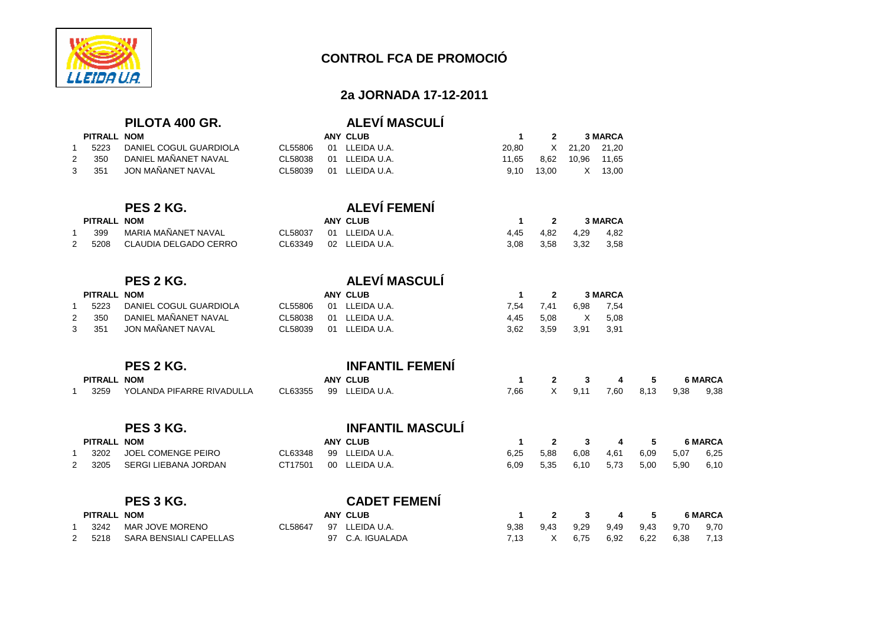# CONTROL FCA DE PROMOCIÓ

## 2a JORNADA 17-12-2011

### PILOTA 400 GR. — ALEVÍ MASCULÍ

| | PITRALL | NOM | | ANY | CLUB | 1 | 2 | 3 | MARCA |
|---|---|---|---|---|---|---|---|---|---|
| 1 | 5223 | DANIEL COGUL GUARDIOLA | CL55806 | 01 | LLEIDA U.A. | 20,80 | X | 21,20 | 21,20 |
| 2 | 350 | DANIEL MAÑANET NAVAL | CL58038 | 01 | LLEIDA U.A. | 11,65 | 8,62 | 10,96 | 11,65 |
| 3 | 351 | JON MAÑANET NAVAL | CL58039 | 01 | LLEIDA U.A. | 9,10 | 13,00 | X | 13,00 |

### PES 2 KG. — ALEVÍ FEMENÍ

| | PITRALL | NOM | | ANY | CLUB | 1 | 2 | 3 | MARCA |
|---|---|---|---|---|---|---|---|---|---|
| 1 | 399 | MARIA MAÑANET NAVAL | CL58037 | 01 | LLEIDA U.A. | 4,45 | 4,82 | 4,29 | 4,82 |
| 2 | 5208 | CLAUDIA DELGADO CERRO | CL63349 | 02 | LLEIDA U.A. | 3,08 | 3,58 | 3,32 | 3,58 |

### PES 2 KG. — ALEVÍ MASCULÍ

| | PITRALL | NOM | | ANY | CLUB | 1 | 2 | 3 | MARCA |
|---|---|---|---|---|---|---|---|---|---|
| 1 | 5223 | DANIEL COGUL GUARDIOLA | CL55806 | 01 | LLEIDA U.A. | 7,54 | 7,41 | 6,98 | 7,54 |
| 2 | 350 | DANIEL MAÑANET NAVAL | CL58038 | 01 | LLEIDA U.A. | 4,45 | 5,08 | X | 5,08 |
| 3 | 351 | JON MAÑANET NAVAL | CL58039 | 01 | LLEIDA U.A. | 3,62 | 3,59 | 3,91 | 3,91 |

### PES 2 KG. — INFANTIL FEMENÍ

| | PITRALL | NOM | | ANY | CLUB | 1 | 2 | 3 | 4 | 5 | 6 | MARCA |
|---|---|---|---|---|---|---|---|---|---|---|---|---|
| 1 | 3259 | YOLANDA PIFARRE RIVADULLA | CL63355 | 99 | LLEIDA U.A. | 7,66 | X | 9,11 | 7,60 | 8,13 | 9,38 | 9,38 |

### PES 3 KG. — INFANTIL MASCULÍ

| | PITRALL | NOM | | ANY | CLUB | 1 | 2 | 3 | 4 | 5 | 6 | MARCA |
|---|---|---|---|---|---|---|---|---|---|---|---|---|
| 1 | 3202 | JOEL COMENGE PEIRO | CL63348 | 99 | LLEIDA U.A. | 6,25 | 5,88 | 6,08 | 4,61 | 6,09 | 5,07 | 6,25 |
| 2 | 3205 | SERGI LIEBANA JORDAN | CT17501 | 00 | LLEIDA U.A. | 6,09 | 5,35 | 6,10 | 5,73 | 5,00 | 5,90 | 6,10 |

### PES 3 KG. — CADET FEMENÍ

| | PITRALL | NOM | | ANY | CLUB | 1 | 2 | 3 | 4 | 5 | 6 | MARCA |
|---|---|---|---|---|---|---|---|---|---|---|---|---|
| 1 | 3242 | MAR JOVE MORENO | CL58647 | 97 | LLEIDA U.A. | 9,38 | 9,43 | 9,29 | 9,49 | 9,43 | 9,70 | 9,70 |
| 2 | 5218 | SARA BENSIALI CAPELLAS | | 97 | C.A. IGUALADA | 7,13 | X | 6,75 | 6,92 | 6,22 | 6,38 | 7,13 |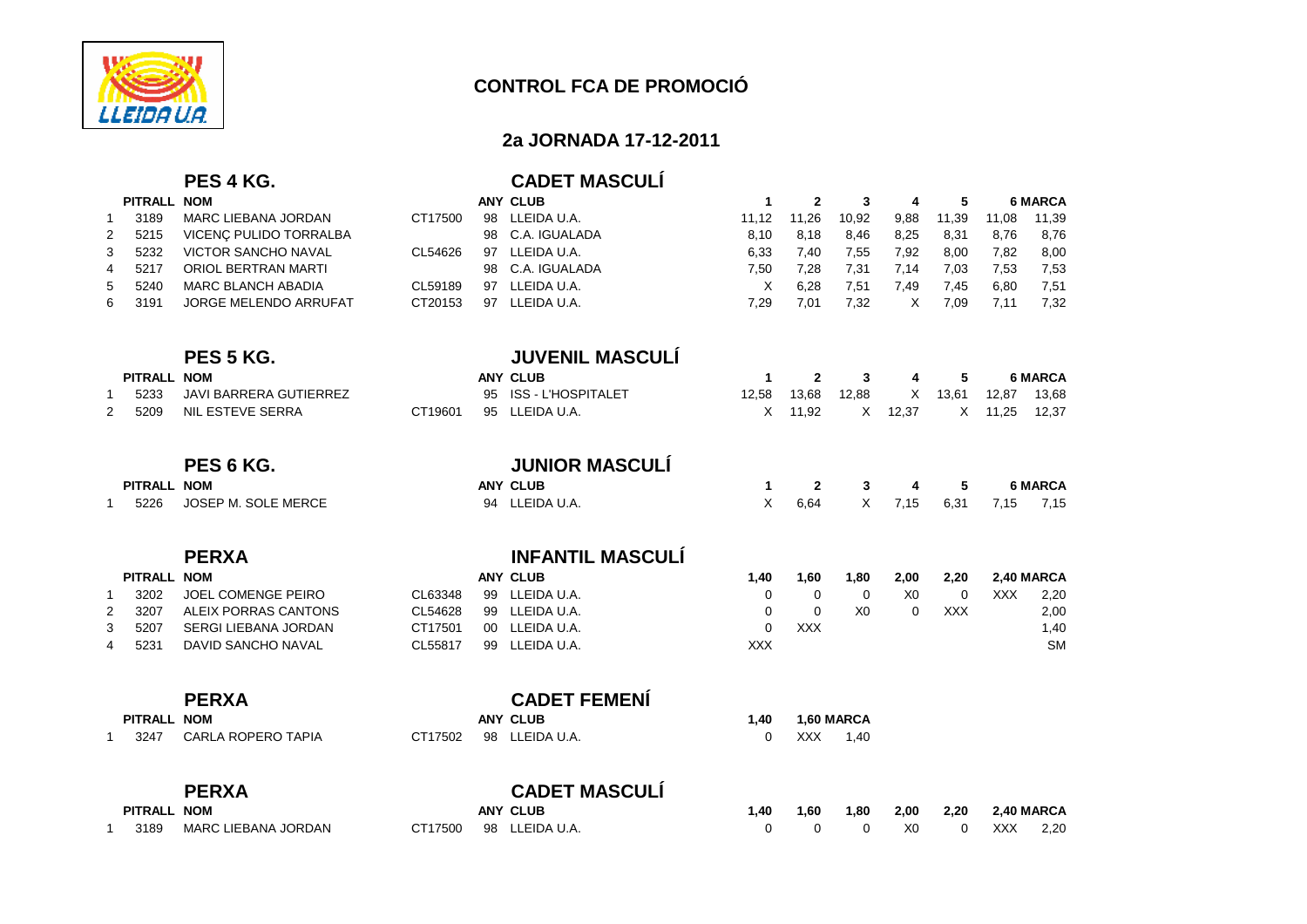## CONTROL FCA DE PROMOCIÓ

### 2a JORNADA 17-12-2011

### PES 4 KG. — CADET MASCULÍ

| | PITRALL | NOM | | ANY | CLUB | 1 | 2 | 3 | 4 | 5 | 6 | MARCA |
|---|---|---|---|---|---|---|---|---|---|---|---|---|
| 1 | 3189 | MARC LIEBANA JORDAN | CT17500 | 98 | LLEIDA U.A. | 11,12 | 11,26 | 10,92 | 9,88 | 11,39 | 11,08 | 11,39 |
| 2 | 5215 | VICENÇ PULIDO TORRALBA | | 98 | C.A. IGUALADA | 8,10 | 8,18 | 8,46 | 8,25 | 8,31 | 8,76 | 8,76 |
| 3 | 5232 | VICTOR SANCHO NAVAL | CL54626 | 97 | LLEIDA U.A. | 6,33 | 7,40 | 7,55 | 7,92 | 8,00 | 7,82 | 8,00 |
| 4 | 5217 | ORIOL BERTRAN MARTI | | 98 | C.A. IGUALADA | 7,50 | 7,28 | 7,31 | 7,14 | 7,03 | 7,53 | 7,53 |
| 5 | 5240 | MARC BLANCH ABADIA | CL59189 | 97 | LLEIDA U.A. | X | 6,28 | 7,51 | 7,49 | 7,45 | 6,80 | 7,51 |
| 6 | 3191 | JORGE MELENDO ARRUFAT | CT20153 | 97 | LLEIDA U.A. | 7,29 | 7,01 | 7,32 | X | 7,09 | 7,11 | 7,32 |

### PES 5 KG. — JUVENIL MASCULÍ

| | PITRALL | NOM | | ANY | CLUB | 1 | 2 | 3 | 4 | 5 | 6 | MARCA |
|---|---|---|---|---|---|---|---|---|---|---|---|---|
| 1 | 5233 | JAVI BARRERA GUTIERREZ | | 95 | ISS - L'HOSPITALET | 12,58 | 13,68 | 12,88 | X | 13,61 | 12,87 | 13,68 |
| 2 | 5209 | NIL ESTEVE SERRA | CT19601 | 95 | LLEIDA U.A. | X | 11,92 | X | 12,37 | X | 11,25 | 12,37 |

### PES 6 KG. — JUNIOR MASCULÍ

| | PITRALL | NOM | | ANY | CLUB | 1 | 2 | 3 | 4 | 5 | 6 | MARCA |
|---|---|---|---|---|---|---|---|---|---|---|---|---|
| 1 | 5226 | JOSEP M. SOLE MERCE | | 94 | LLEIDA U.A. | X | 6,64 | X | 7,15 | 6,31 | 7,15 | 7,15 |

### PERXA — INFANTIL MASCULÍ

| | PITRALL | NOM | | ANY | CLUB | 1,40 | 1,60 | 1,80 | 2,00 | 2,20 | 2,40 | MARCA |
|---|---|---|---|---|---|---|---|---|---|---|---|---|
| 1 | 3202 | JOEL COMENGE PEIRO | CL63348 | 99 | LLEIDA U.A. | 0 | 0 | 0 | X0 | 0 | XXX | 2,20 |
| 2 | 3207 | ALEIX PORRAS CANTONS | CL54628 | 99 | LLEIDA U.A. | 0 | 0 | X0 | 0 | XXX | | 2,00 |
| 3 | 5207 | SERGI LIEBANA JORDAN | CT17501 | 00 | LLEIDA U.A. | 0 | XXX | | | | | 1,40 |
| 4 | 5231 | DAVID SANCHO NAVAL | CL55817 | 99 | LLEIDA U.A. | XXX | | | | | | SM |

### PERXA — CADET FEMENÍ

| | PITRALL | NOM | | ANY | CLUB | 1,40 | 1,60 | MARCA |
|---|---|---|---|---|---|---|---|---|
| 1 | 3247 | CARLA ROPERO TAPIA | CT17502 | 98 | LLEIDA U.A. | 0 | XXX | 1,40 |

### PERXA — CADET MASCULÍ

| | PITRALL | NOM | | ANY | CLUB | 1,40 | 1,60 | 1,80 | 2,00 | 2,20 | 2,40 | MARCA |
|---|---|---|---|---|---|---|---|---|---|---|---|---|
| 1 | 3189 | MARC LIEBANA JORDAN | CT17500 | 98 | LLEIDA U.A. | 0 | 0 | 0 | X0 | 0 | XXX | 2,20 |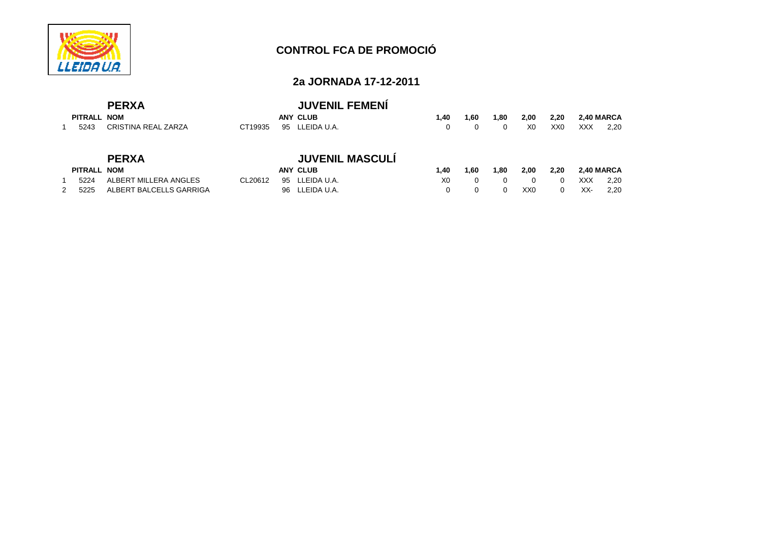## CONTROL FCA DE PROMOCIÓ

### 2a JORNADA 17-12-2011

**PERXA** — **JUVENIL FEMENÍ**

| | PITRALL | NOM | | ANY | CLUB | 1,40 | 1,60 | 1,80 | 2,00 | 2,20 | 2,40 | MARCA |
|---|---|---|---|---|---|---|---|---|---|---|---|---|
| 1 | 5243 | CRISTINA REAL ZARZA | CT19935 | 95 | LLEIDA U.A. | 0 | 0 | 0 | X0 | XX0 | XXX | 2,20 |

**PERXA** — **JUVENIL MASCULÍ**

| | PITRALL | NOM | | ANY | CLUB | 1,40 | 1,60 | 1,80 | 2,00 | 2,20 | 2,40 | MARCA |
|---|---|---|---|---|---|---|---|---|---|---|---|---|
| 1 | 5224 | ALBERT MILLERA ANGLES | CL20612 | 95 | LLEIDA U.A. | X0 | 0 | 0 | 0 | 0 | XXX | 2,20 |
| 2 | 5225 | ALBERT BALCELLS GARRIGA | | 96 | LLEIDA U.A. | 0 | 0 | 0 | XX0 | 0 | XX- | 2,20 |